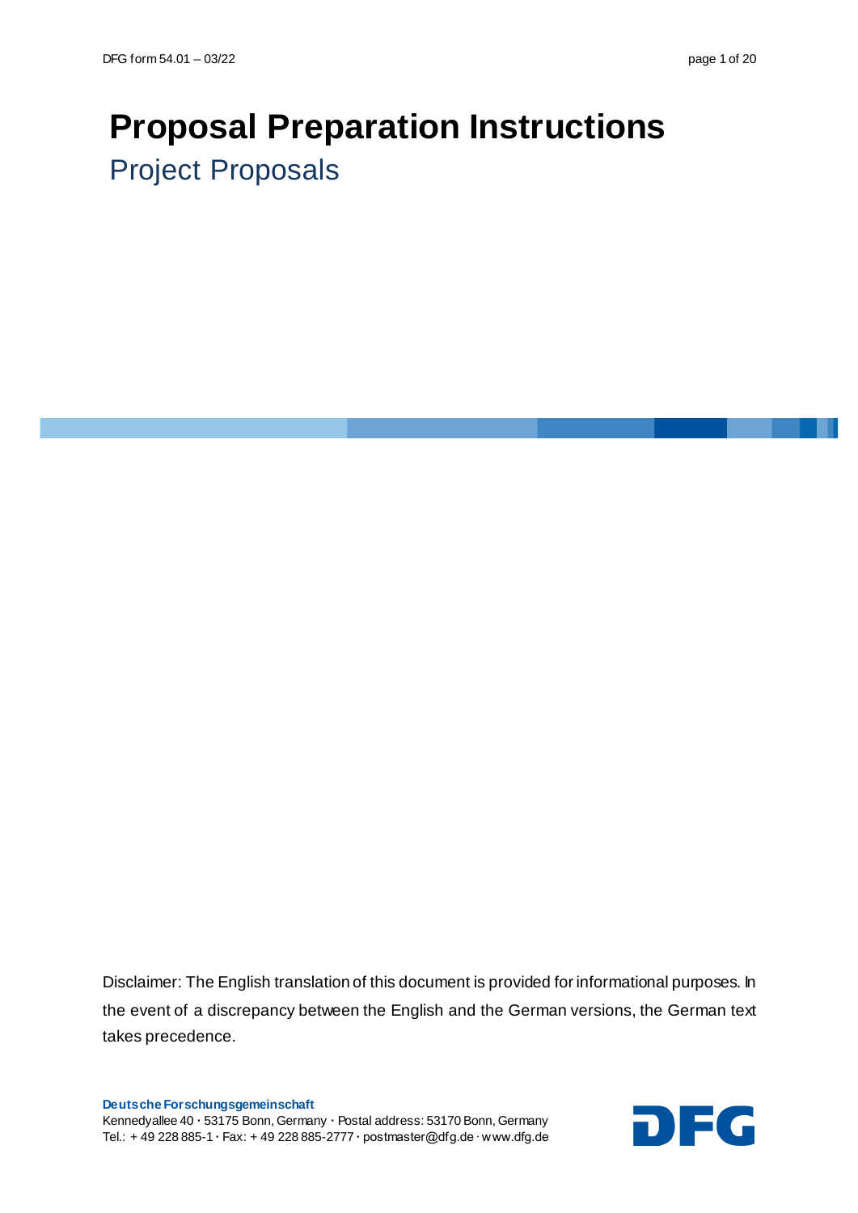# Proposal Preparation Instructions

## Project Proposals

Disclaimer: The English translation of this document is provided for informational purposes. In the event of a discrepancy between the English and the German versions, the German text takes precedence.

**Deutsche Forschungsgemeinschaft**
Kennedyallee 40 · 53175 Bonn, Germany · Postal address: 53170 Bonn, Germany
Tel.: + 49 228 885-1 · Fax: + 49 228 885-2777 · postmaster@dfg.de · www.dfg.de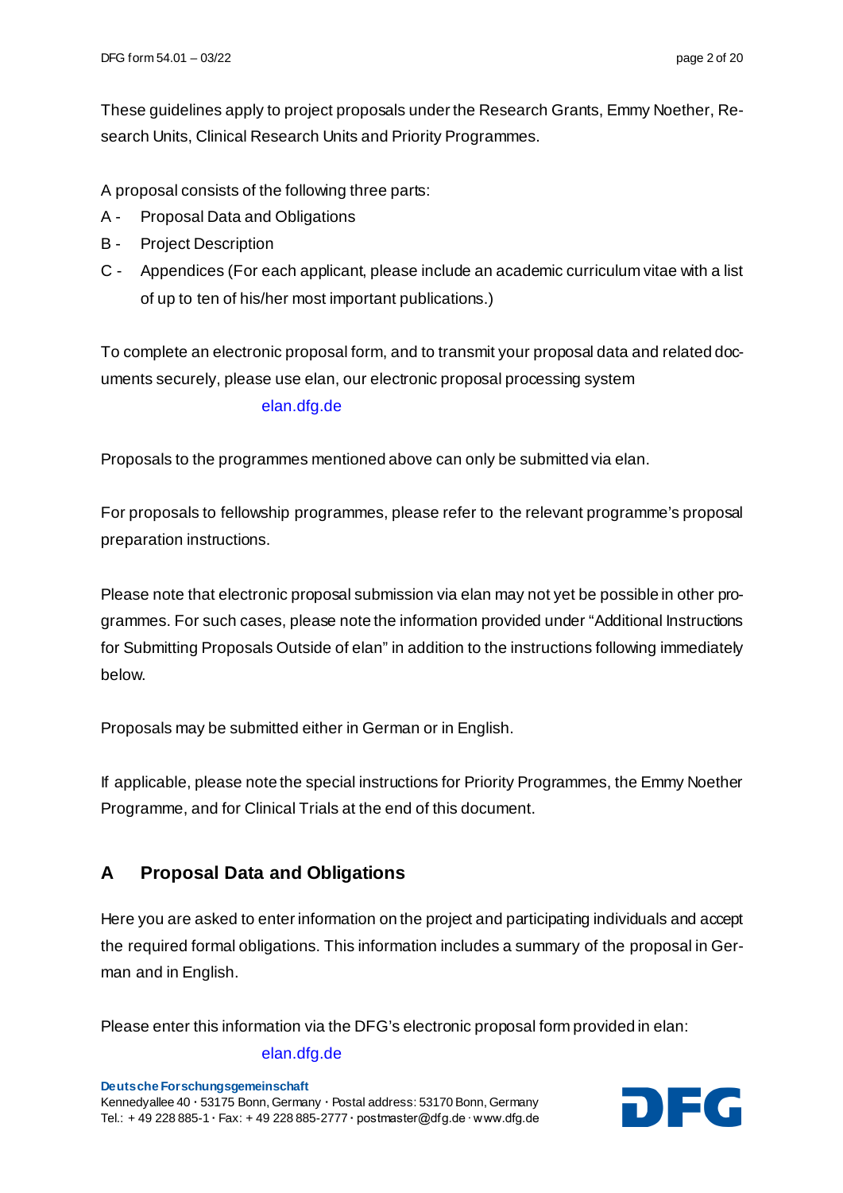These guidelines apply to project proposals under the Research Grants, Emmy Noether, Research Units, Clinical Research Units and Priority Programmes.

A proposal consists of the following three parts:

A - Proposal Data and Obligations

B - Project Description

C - Appendices (For each applicant, please include an academic curriculum vitae with a list of up to ten of his/her most important publications.)

To complete an electronic proposal form, and to transmit your proposal data and related documents securely, please use elan, our electronic proposal processing system

elan.dfg.de

Proposals to the programmes mentioned above can only be submitted via elan.

For proposals to fellowship programmes, please refer to the relevant programme's proposal preparation instructions.

Please note that electronic proposal submission via elan may not yet be possible in other programmes. For such cases, please note the information provided under "Additional Instructions for Submitting Proposals Outside of elan" in addition to the instructions following immediately below.

Proposals may be submitted either in German or in English.

If applicable, please note the special instructions for Priority Programmes, the Emmy Noether Programme, and for Clinical Trials at the end of this document.

## A Proposal Data and Obligations

Here you are asked to enter information on the project and participating individuals and accept the required formal obligations. This information includes a summary of the proposal in German and in English.

Please enter this information via the DFG's electronic proposal form provided in elan:

elan.dfg.de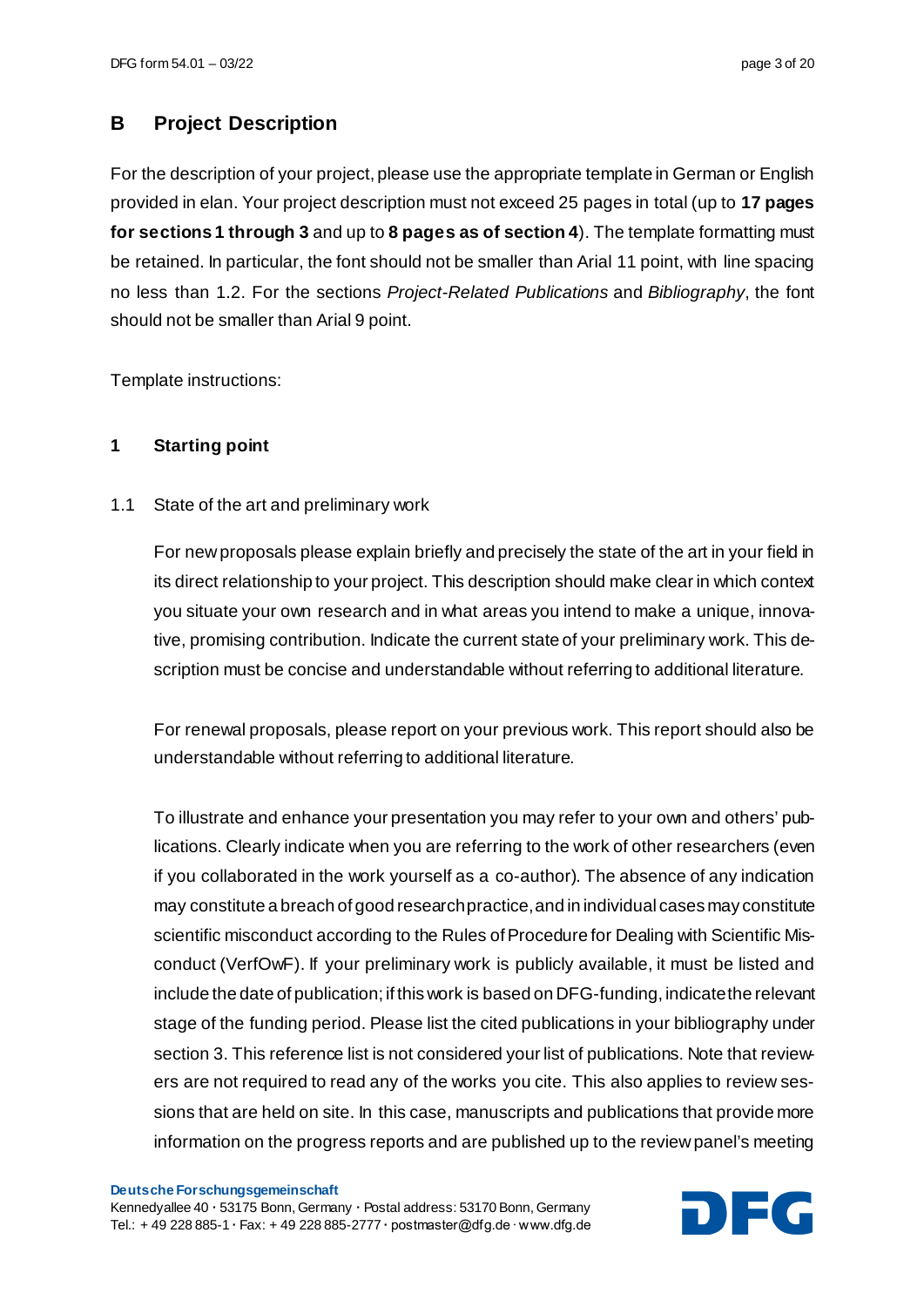## B Project Description

For the description of your project, please use the appropriate template in German or English provided in elan. Your project description must not exceed 25 pages in total (up to **17 pages for sections 1 through 3** and up to **8 pages as of section 4**). The template formatting must be retained. In particular, the font should not be smaller than Arial 11 point, with line spacing no less than 1.2. For the sections *Project-Related Publications* and *Bibliography*, the font should not be smaller than Arial 9 point.

Template instructions:

### 1 Starting point

#### 1.1 State of the art and preliminary work

For new proposals please explain briefly and precisely the state of the art in your field in its direct relationship to your project. This description should make clear in which context you situate your own research and in what areas you intend to make a unique, innovative, promising contribution. Indicate the current state of your preliminary work. This description must be concise and understandable without referring to additional literature.

For renewal proposals, please report on your previous work. This report should also be understandable without referring to additional literature.

To illustrate and enhance your presentation you may refer to your own and others' publications. Clearly indicate when you are referring to the work of other researchers (even if you collaborated in the work yourself as a co-author). The absence of any indication may constitute a breach of good research practice, and in individual cases may constitute scientific misconduct according to the Rules of Procedure for Dealing with Scientific Misconduct (VerfOwF). If your preliminary work is publicly available, it must be listed and include the date of publication; if this work is based on DFG-funding, indicate the relevant stage of the funding period. Please list the cited publications in your bibliography under section 3. This reference list is not considered your list of publications. Note that reviewers are not required to read any of the works you cite. This also applies to review sessions that are held on site. In this case, manuscripts and publications that provide more information on the progress reports and are published up to the review panel's meeting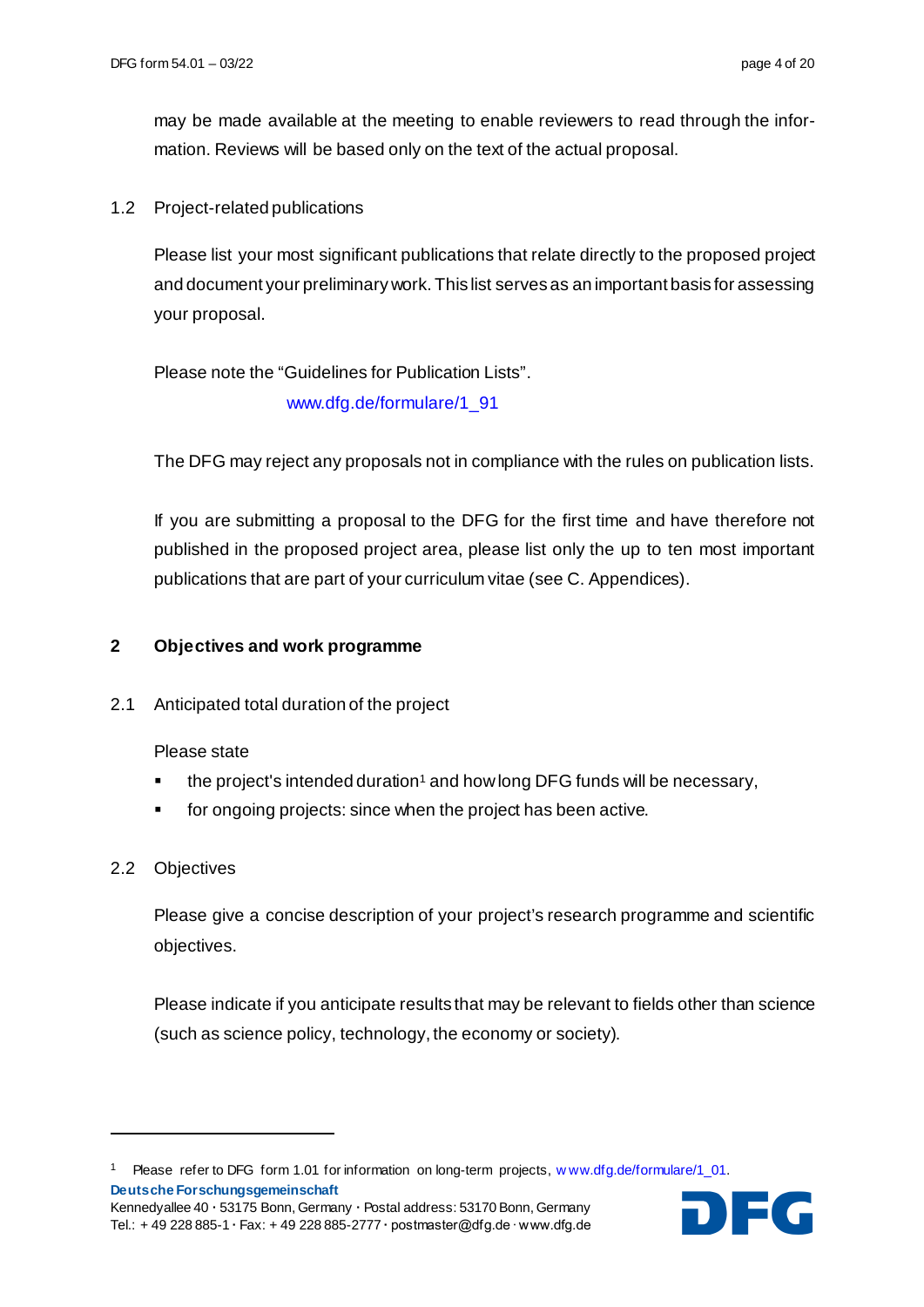may be made available at the meeting to enable reviewers to read through the information. Reviews will be based only on the text of the actual proposal.

### 1.2 Project-related publications

Please list your most significant publications that relate directly to the proposed project and document your preliminary work. This list serves as an important basis for assessing your proposal.

Please note the “Guidelines for Publication Lists”.

www.dfg.de/formulare/1_91

The DFG may reject any proposals not in compliance with the rules on publication lists.

If you are submitting a proposal to the DFG for the first time and have therefore not published in the proposed project area, please list only the up to ten most important publications that are part of your curriculum vitae (see C. Appendices).

## 2 Objectives and work programme

### 2.1 Anticipated total duration of the project

Please state

- the project's intended duration[1] and how long DFG funds will be necessary,
- for ongoing projects: since when the project has been active.

### 2.2 Objectives

Please give a concise description of your project’s research programme and scientific objectives.

Please indicate if you anticipate results that may be relevant to fields other than science (such as science policy, technology, the economy or society).

---

[1] Please refer to DFG form 1.01 for information on long-term projects, www.dfg.de/formulare/1_01.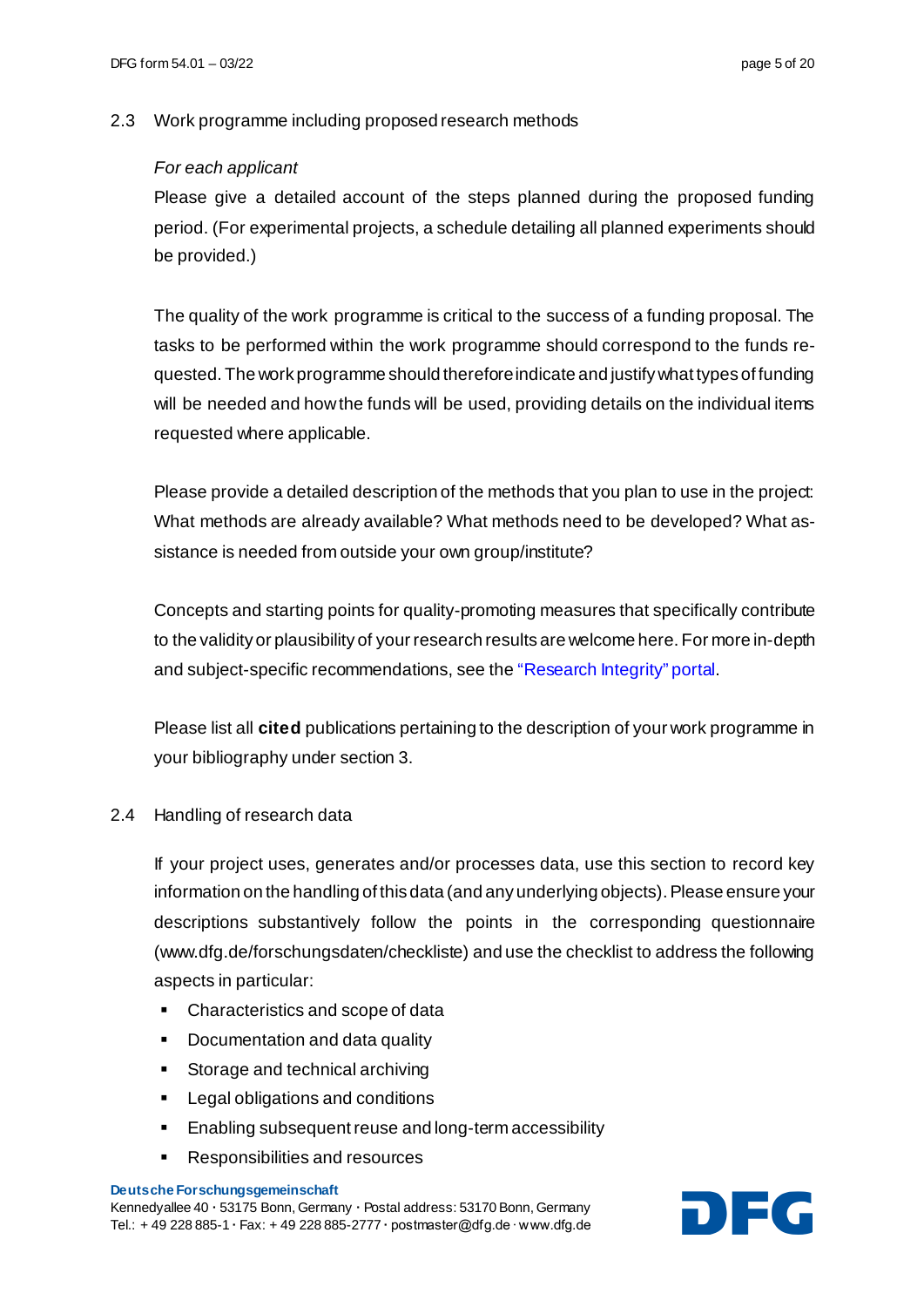### 2.3 Work programme including proposed research methods

*For each applicant*

Please give a detailed account of the steps planned during the proposed funding period. (For experimental projects, a schedule detailing all planned experiments should be provided.)

The quality of the work programme is critical to the success of a funding proposal. The tasks to be performed within the work programme should correspond to the funds requested. The work programme should therefore indicate and justify what types of funding will be needed and how the funds will be used, providing details on the individual items requested where applicable.

Please provide a detailed description of the methods that you plan to use in the project: What methods are already available? What methods need to be developed? What assistance is needed from outside your own group/institute?

Concepts and starting points for quality-promoting measures that specifically contribute to the validity or plausibility of your research results are welcome here. For more in-depth and subject-specific recommendations, see the "Research Integrity" portal.

Please list all **cited** publications pertaining to the description of your work programme in your bibliography under section 3.

### 2.4 Handling of research data

If your project uses, generates and/or processes data, use this section to record key information on the handling of this data (and any underlying objects). Please ensure your descriptions substantively follow the points in the corresponding questionnaire (www.dfg.de/forschungsdaten/checkliste) and use the checklist to address the following aspects in particular:

- Characteristics and scope of data
- Documentation and data quality
- Storage and technical archiving
- Legal obligations and conditions
- Enabling subsequent reuse and long-term accessibility
- Responsibilities and resources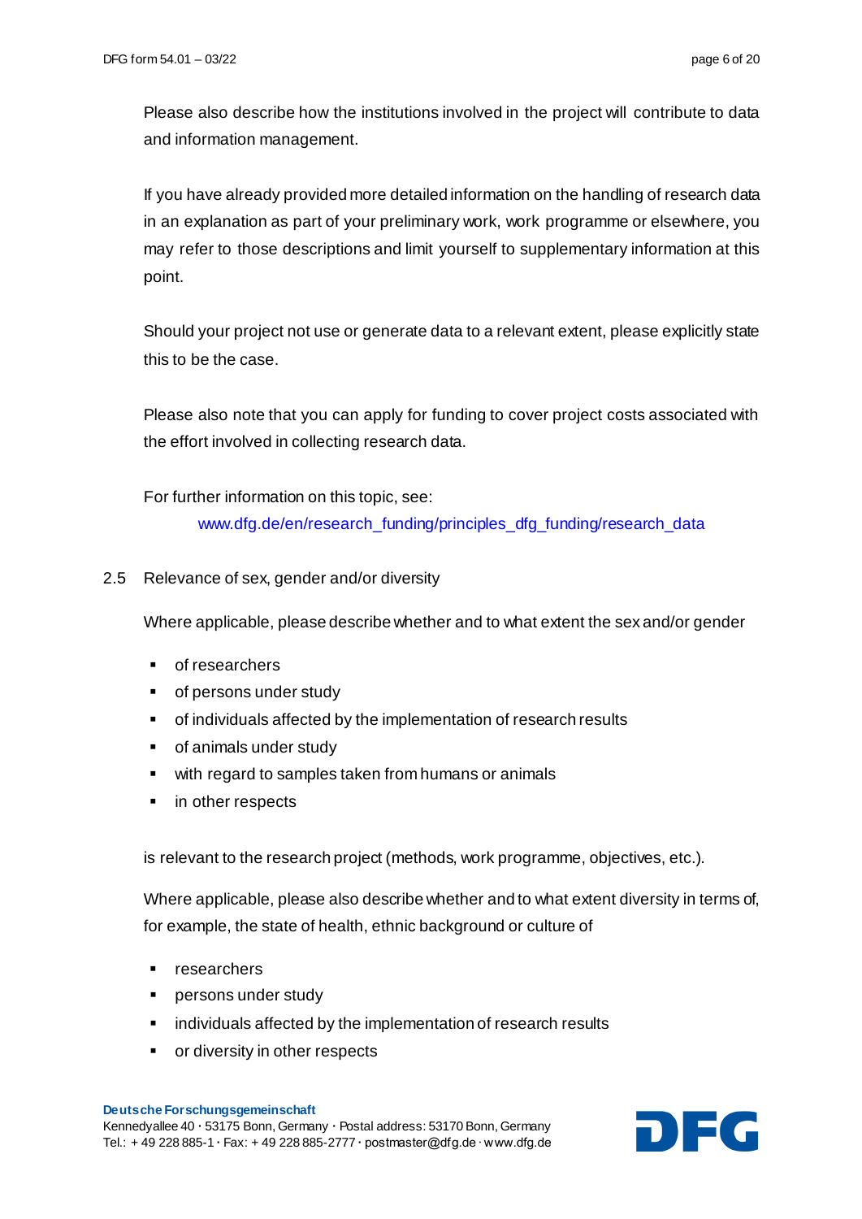Please also describe how the institutions involved in the project will contribute to data and information management.

If you have already provided more detailed information on the handling of research data in an explanation as part of your preliminary work, work programme or elsewhere, you may refer to those descriptions and limit yourself to supplementary information at this point.

Should your project not use or generate data to a relevant extent, please explicitly state this to be the case.

Please also note that you can apply for funding to cover project costs associated with the effort involved in collecting research data.

For further information on this topic, see:
www.dfg.de/en/research_funding/principles_dfg_funding/research_data

## 2.5 Relevance of sex, gender and/or diversity

Where applicable, please describe whether and to what extent the sex and/or gender

- of researchers
- of persons under study
- of individuals affected by the implementation of research results
- of animals under study
- with regard to samples taken from humans or animals
- in other respects

is relevant to the research project (methods, work programme, objectives, etc.).

Where applicable, please also describe whether and to what extent diversity in terms of, for example, the state of health, ethnic background or culture of

- researchers
- persons under study
- individuals affected by the implementation of research results
- or diversity in other respects

**Deutsche Forschungsgemeinschaft**
Kennedyallee 40 · 53175 Bonn, Germany · Postal address: 53170 Bonn, Germany
Tel.: + 49 228 885-1 · Fax: + 49 228 885-2777 · postmaster@dfg.de · www.dfg.de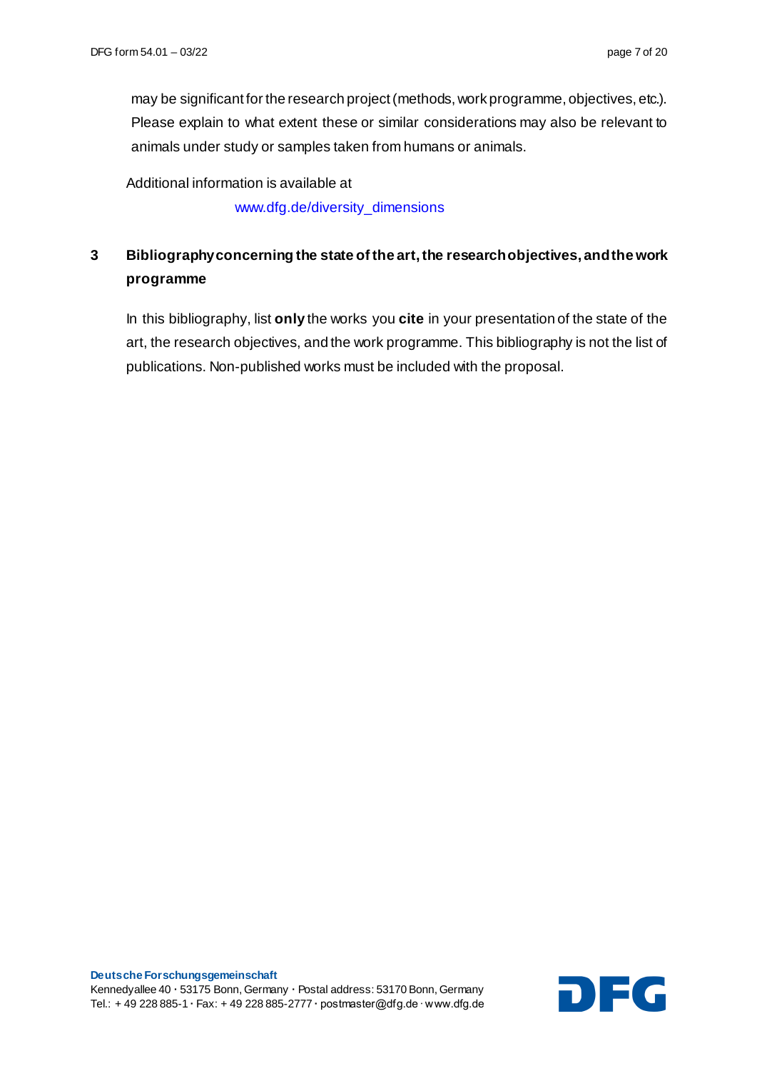may be significant for the research project (methods, work programme, objectives, etc.). Please explain to what extent these or similar considerations may also be relevant to animals under study or samples taken from humans or animals.

Additional information is available at

www.dfg.de/diversity_dimensions

## 3 Bibliography concerning the state of the art, the research objectives, and the work programme

In this bibliography, list **only** the works you **cite** in your presentation of the state of the art, the research objectives, and the work programme. This bibliography is not the list of publications. Non-published works must be included with the proposal.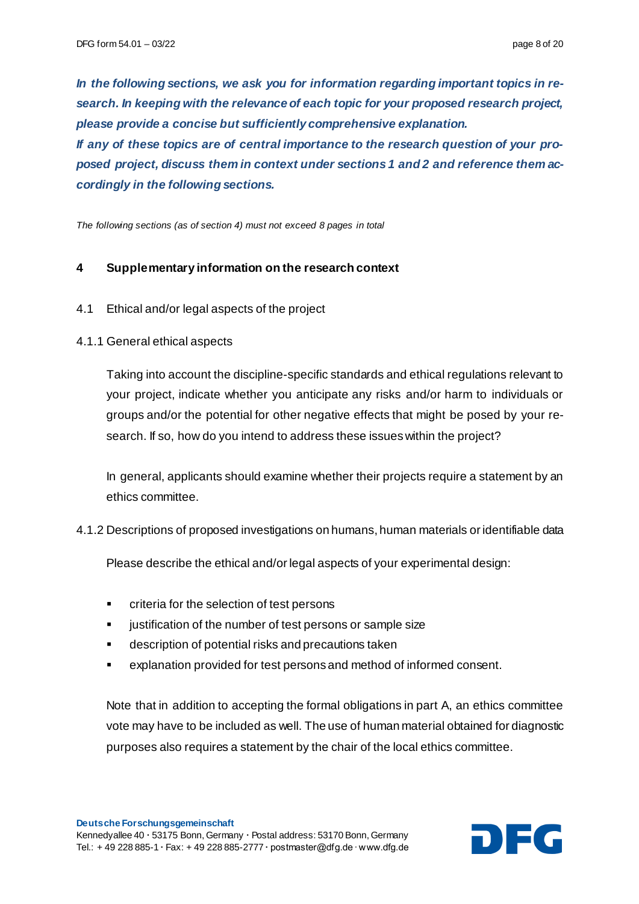***In the following sections, we ask you for information regarding important topics in research. In keeping with the relevance of each topic for your proposed research project, please provide a concise but sufficiently comprehensive explanation.***

***If any of these topics are of central importance to the research question of your proposed project, discuss them in context under sections 1 and 2 and reference them accordingly in the following sections.***

*The following sections (as of section 4) must not exceed 8 pages in total*

## 4 Supplementary information on the research context

### 4.1 Ethical and/or legal aspects of the project

#### 4.1.1 General ethical aspects

Taking into account the discipline-specific standards and ethical regulations relevant to your project, indicate whether you anticipate any risks and/or harm to individuals or groups and/or the potential for other negative effects that might be posed by your research. If so, how do you intend to address these issues within the project?

In general, applicants should examine whether their projects require a statement by an ethics committee.

#### 4.1.2 Descriptions of proposed investigations on humans, human materials or identifiable data

Please describe the ethical and/or legal aspects of your experimental design:

- criteria for the selection of test persons
- justification of the number of test persons or sample size
- description of potential risks and precautions taken
- explanation provided for test persons and method of informed consent.

Note that in addition to accepting the formal obligations in part A, an ethics committee vote may have to be included as well. The use of human material obtained for diagnostic purposes also requires a statement by the chair of the local ethics committee.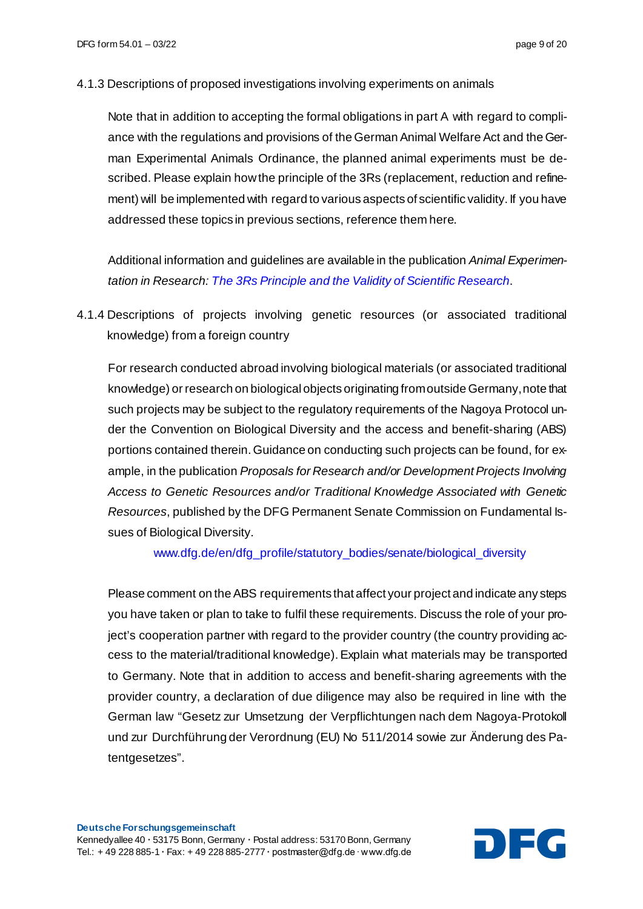#### 4.1.3 Descriptions of proposed investigations involving experiments on animals

Note that in addition to accepting the formal obligations in part A with regard to compliance with the regulations and provisions of the German Animal Welfare Act and the German Experimental Animals Ordinance, the planned animal experiments must be described. Please explain how the principle of the 3Rs (replacement, reduction and refinement) will be implemented with regard to various aspects of scientific validity. If you have addressed these topics in previous sections, reference them here.

Additional information and guidelines are available in the publication *Animal Experimentation in Research: The 3Rs Principle and the Validity of Scientific Research*.

#### 4.1.4 Descriptions of projects involving genetic resources (or associated traditional knowledge) from a foreign country

For research conducted abroad involving biological materials (or associated traditional knowledge) or research on biological objects originating from outside Germany, note that such projects may be subject to the regulatory requirements of the Nagoya Protocol under the Convention on Biological Diversity and the access and benefit-sharing (ABS) portions contained therein. Guidance on conducting such projects can be found, for example, in the publication *Proposals for Research and/or Development Projects Involving Access to Genetic Resources and/or Traditional Knowledge Associated with Genetic Resources*, published by the DFG Permanent Senate Commission on Fundamental Issues of Biological Diversity.

www.dfg.de/en/dfg_profile/statutory_bodies/senate/biological_diversity

Please comment on the ABS requirements that affect your project and indicate any steps you have taken or plan to take to fulfil these requirements. Discuss the role of your project's cooperation partner with regard to the provider country (the country providing access to the material/traditional knowledge). Explain what materials may be transported to Germany. Note that in addition to access and benefit-sharing agreements with the provider country, a declaration of due diligence may also be required in line with the German law "Gesetz zur Umsetzung der Verpflichtungen nach dem Nagoya-Protokoll und zur Durchführung der Verordnung (EU) No 511/2014 sowie zur Änderung des Patentgesetzes".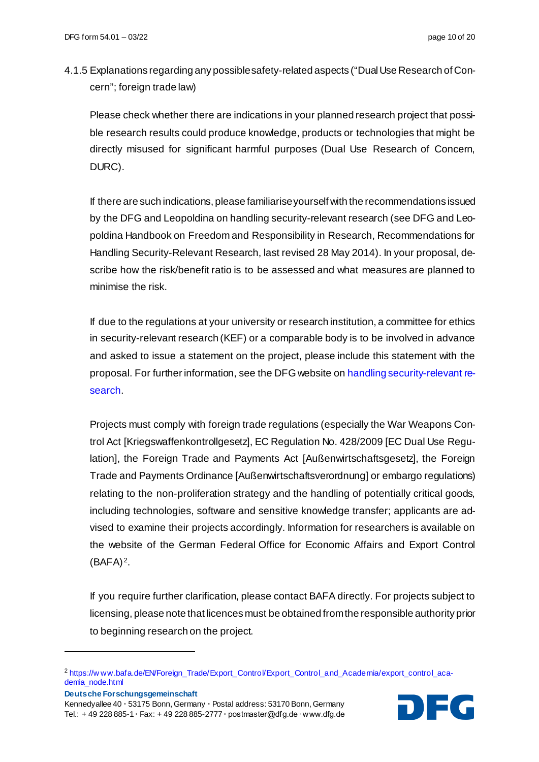4.1.5 Explanations regarding any possible safety-related aspects ("Dual Use Research of Concern"; foreign trade law)

Please check whether there are indications in your planned research project that possible research results could produce knowledge, products or technologies that might be directly misused for significant harmful purposes (Dual Use Research of Concern, DURC).

If there are such indications, please familiarise yourself with the recommendations issued by the DFG and Leopoldina on handling security-relevant research (see DFG and Leopoldina Handbook on Freedom and Responsibility in Research, Recommendations for Handling Security-Relevant Research, last revised 28 May 2014). In your proposal, describe how the risk/benefit ratio is to be assessed and what measures are planned to minimise the risk.

If due to the regulations at your university or research institution, a committee for ethics in security-relevant research (KEF) or a comparable body is to be involved in advance and asked to issue a statement on the project, please include this statement with the proposal. For further information, see the DFG website on handling security-relevant research.

Projects must comply with foreign trade regulations (especially the War Weapons Control Act [Kriegswaffenkontrollgesetz], EC Regulation No. 428/2009 [EC Dual Use Regulation], the Foreign Trade and Payments Act [Außenwirtschaftsgesetz], the Foreign Trade and Payments Ordinance [Außenwirtschaftsverordnung] or embargo regulations) relating to the non-proliferation strategy and the handling of potentially critical goods, including technologies, software and sensitive knowledge transfer; applicants are advised to examine their projects accordingly. Information for researchers is available on the website of the German Federal Office for Economic Affairs and Export Control (BAFA)[2].

If you require further clarification, please contact BAFA directly. For projects subject to licensing, please note that licences must be obtained from the responsible authority prior to beginning research on the project.

---

[2] https://www.bafa.de/EN/Foreign_Trade/Export_Control/Export_Control_and_Academia/export_control_academia_node.html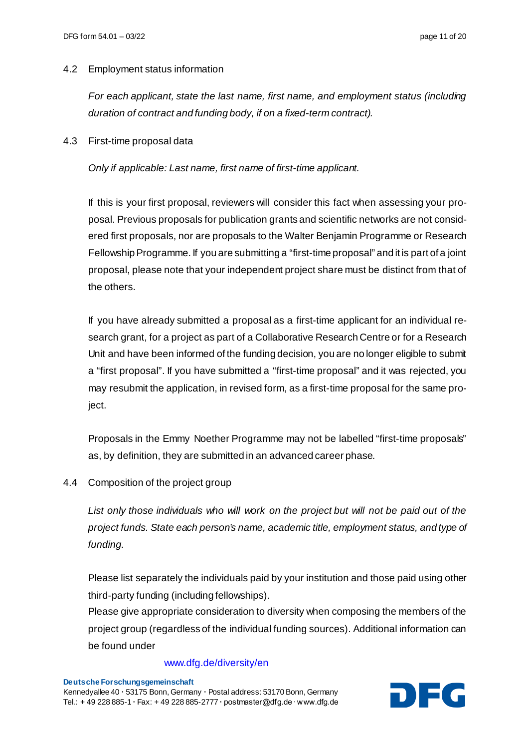### 4.2 Employment status information

*For each applicant, state the last name, first name, and employment status (including duration of contract and funding body, if on a fixed-term contract).*

### 4.3 First-time proposal data

*Only if applicable: Last name, first name of first-time applicant.*

If this is your first proposal, reviewers will consider this fact when assessing your proposal. Previous proposals for publication grants and scientific networks are not considered first proposals, nor are proposals to the Walter Benjamin Programme or Research Fellowship Programme. If you are submitting a "first-time proposal" and it is part of a joint proposal, please note that your independent project share must be distinct from that of the others.

If you have already submitted a proposal as a first-time applicant for an individual research grant, for a project as part of a Collaborative Research Centre or for a Research Unit and have been informed of the funding decision, you are no longer eligible to submit a "first proposal". If you have submitted a "first-time proposal" and it was rejected, you may resubmit the application, in revised form, as a first-time proposal for the same project.

Proposals in the Emmy Noether Programme may not be labelled "first-time proposals" as, by definition, they are submitted in an advanced career phase.

### 4.4 Composition of the project group

*List only those individuals who will work on the project but will not be paid out of the project funds. State each person's name, academic title, employment status, and type of funding.*

Please list separately the individuals paid by your institution and those paid using other third-party funding (including fellowships).
Please give appropriate consideration to diversity when composing the members of the project group (regardless of the individual funding sources). Additional information can be found under

www.dfg.de/diversity/en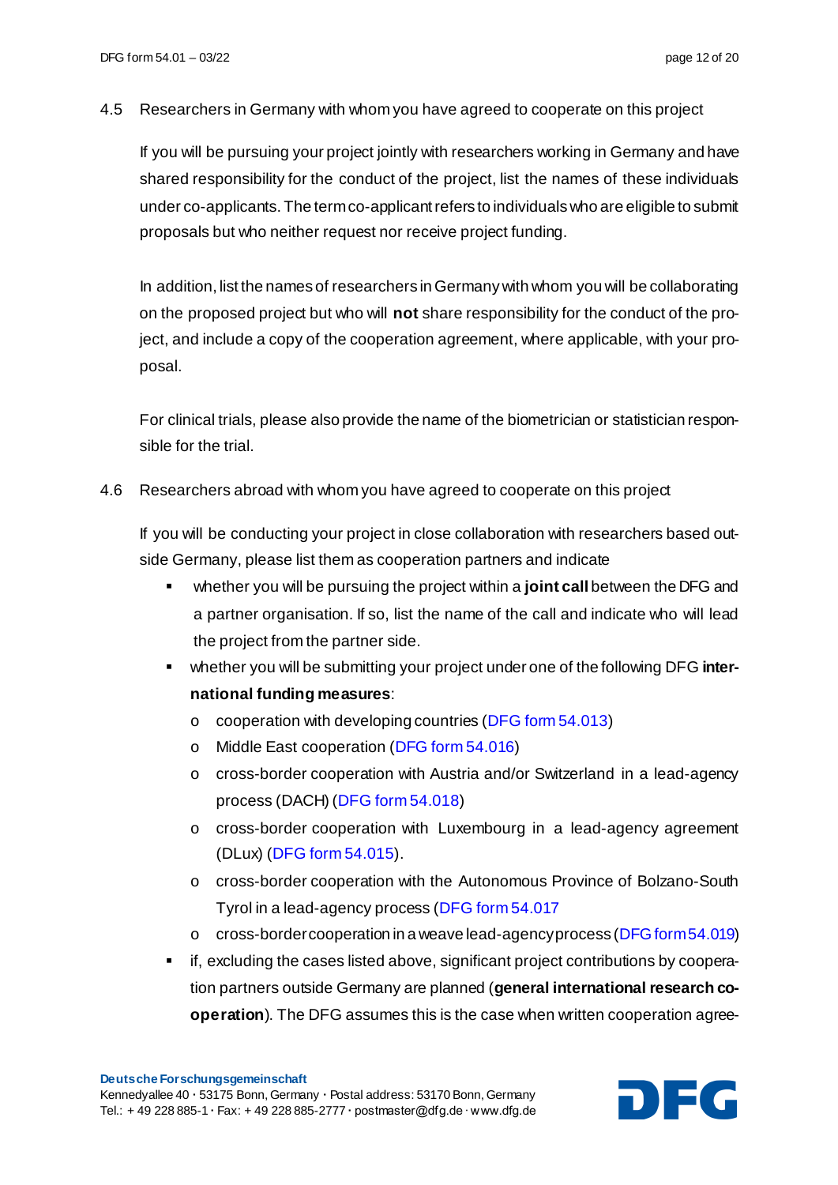## 4.5 Researchers in Germany with whom you have agreed to cooperate on this project

If you will be pursuing your project jointly with researchers working in Germany and have shared responsibility for the conduct of the project, list the names of these individuals under co-applicants. The term co-applicant refers to individuals who are eligible to submit proposals but who neither request nor receive project funding.

In addition, list the names of researchers in Germany with whom you will be collaborating on the proposed project but who will **not** share responsibility for the conduct of the project, and include a copy of the cooperation agreement, where applicable, with your proposal.

For clinical trials, please also provide the name of the biometrician or statistician responsible for the trial.

## 4.6 Researchers abroad with whom you have agreed to cooperate on this project

If you will be conducting your project in close collaboration with researchers based outside Germany, please list them as cooperation partners and indicate

- whether you will be pursuing the project within a **joint call** between the DFG and a partner organisation. If so, list the name of the call and indicate who will lead the project from the partner side.
- whether you will be submitting your project under one of the following DFG **international funding measures**:
  - cooperation with developing countries (DFG form 54.013)
  - Middle East cooperation (DFG form 54.016)
  - cross-border cooperation with Austria and/or Switzerland in a lead-agency process (DACH) (DFG form 54.018)
  - cross-border cooperation with Luxembourg in a lead-agency agreement (DLux) (DFG form 54.015).
  - cross-border cooperation with the Autonomous Province of Bolzano-South Tyrol in a lead-agency process (DFG form 54.017
  - cross-border cooperation in a weave lead-agency process (DFG form 54.019)
- if, excluding the cases listed above, significant project contributions by cooperation partners outside Germany are planned (**general international research cooperation**). The DFG assumes this is the case when written cooperation agree-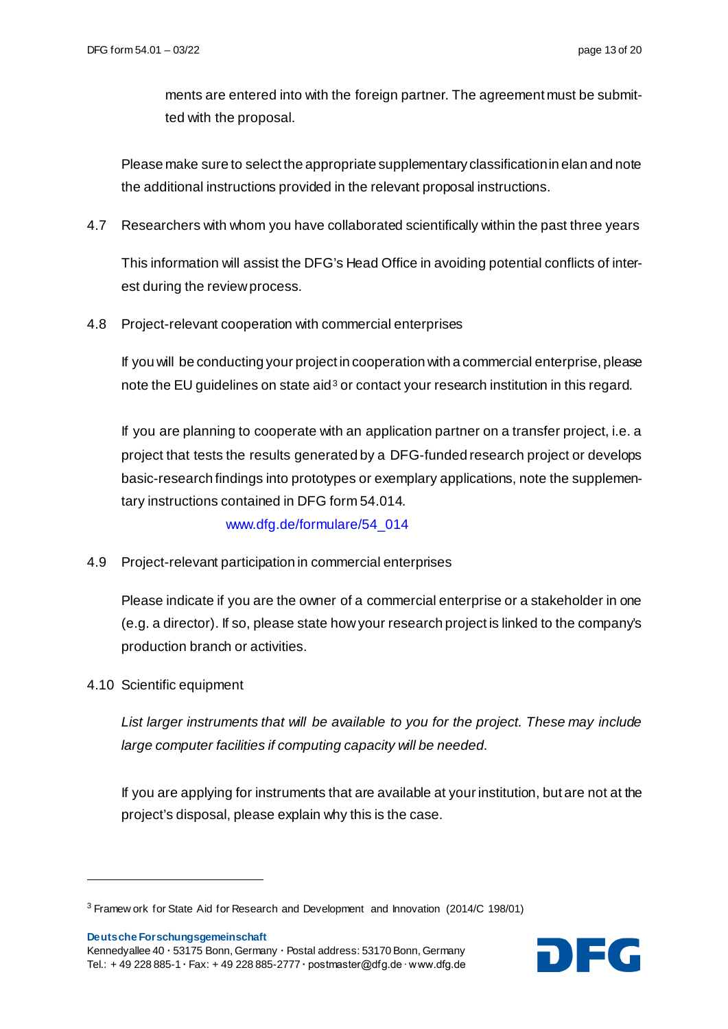ments are entered into with the foreign partner. The agreement must be submitted with the proposal.

Please make sure to select the appropriate supplementary classification in elan and note the additional instructions provided in the relevant proposal instructions.

4.7 Researchers with whom you have collaborated scientifically within the past three years

This information will assist the DFG's Head Office in avoiding potential conflicts of interest during the review process.

4.8 Project-relevant cooperation with commercial enterprises

If you will be conducting your project in cooperation with a commercial enterprise, please note the EU guidelines on state aid[3] or contact your research institution in this regard.

If you are planning to cooperate with an application partner on a transfer project, i.e. a project that tests the results generated by a DFG-funded research project or develops basic-research findings into prototypes or exemplary applications, note the supplementary instructions contained in DFG form 54.014.

www.dfg.de/formulare/54_014

4.9 Project-relevant participation in commercial enterprises

Please indicate if you are the owner of a commercial enterprise or a stakeholder in one (e.g. a director). If so, please state how your research project is linked to the company's production branch or activities.

4.10 Scientific equipment

*List larger instruments that will be available to you for the project. These may include large computer facilities if computing capacity will be needed.*

If you are applying for instruments that are available at your institution, but are not at the project's disposal, please explain why this is the case.

---

[3] Framework for State Aid for Research and Development and Innovation (2014/C 198/01)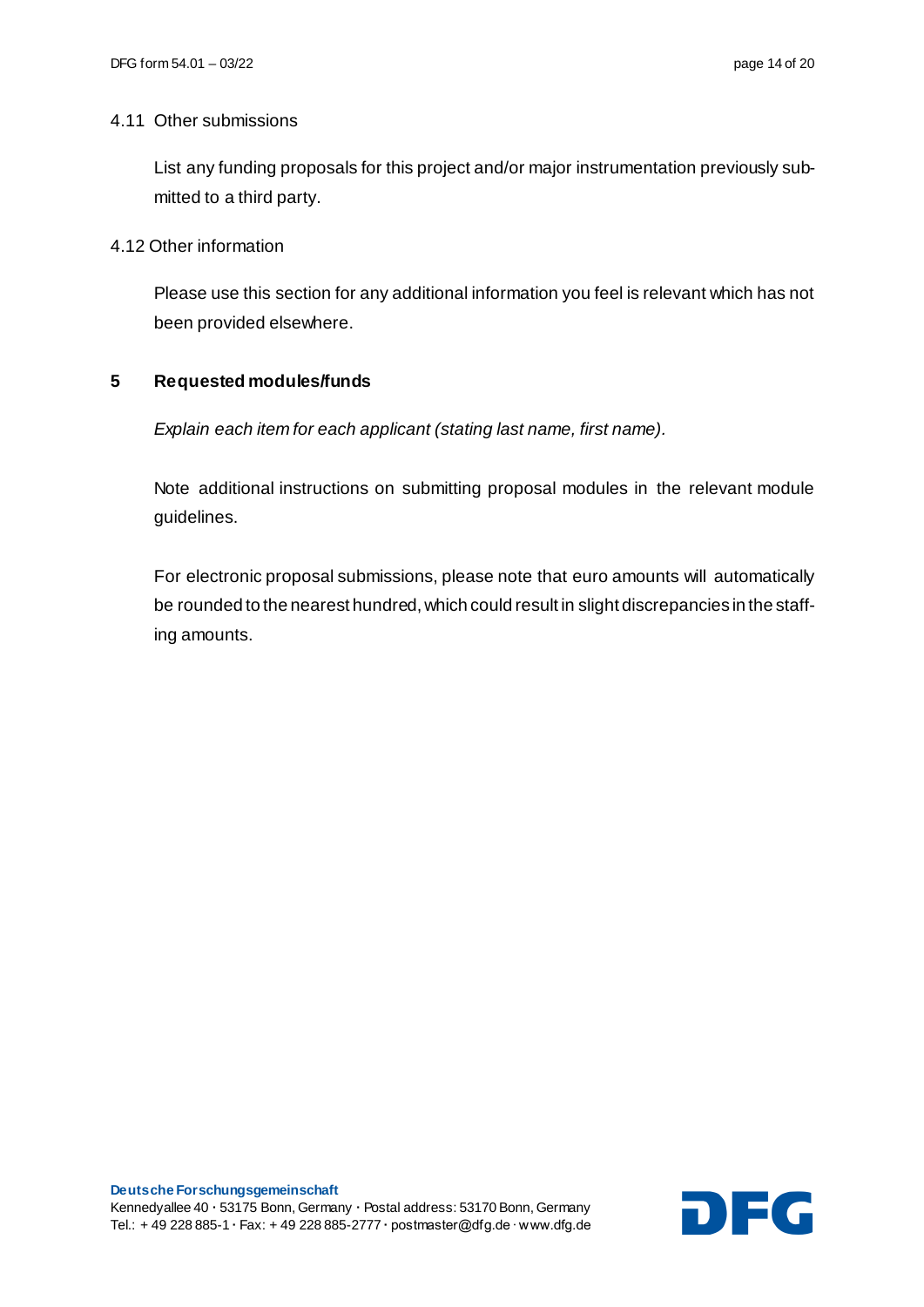### 4.11 Other submissions

List any funding proposals for this project and/or major instrumentation previously submitted to a third party.

### 4.12 Other information

Please use this section for any additional information you feel is relevant which has not been provided elsewhere.

## 5 Requested modules/funds

*Explain each item for each applicant (stating last name, first name).*

Note additional instructions on submitting proposal modules in the relevant module guidelines.

For electronic proposal submissions, please note that euro amounts will automatically be rounded to the nearest hundred, which could result in slight discrepancies in the staffing amounts.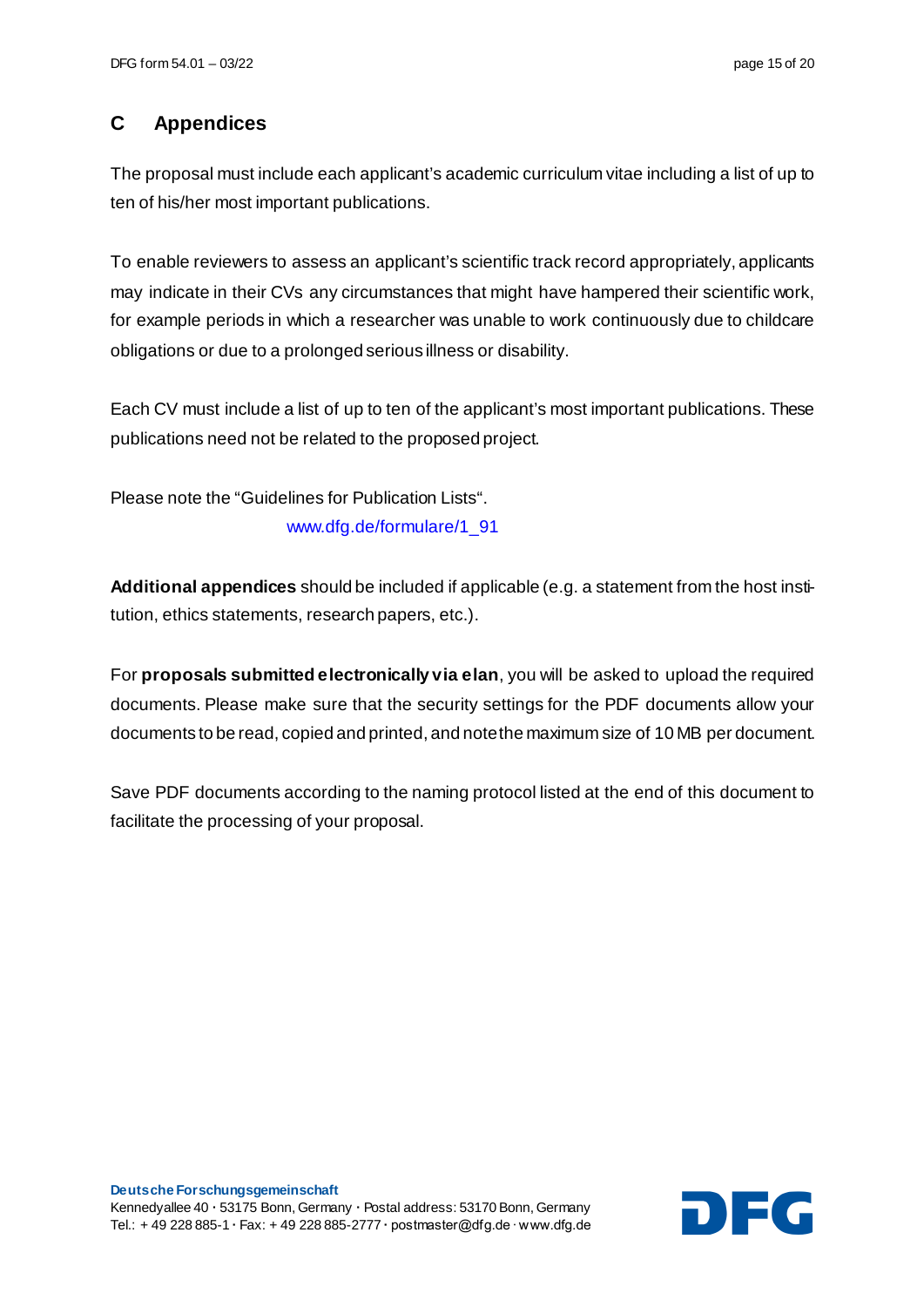## C Appendices

The proposal must include each applicant's academic curriculum vitae including a list of up to ten of his/her most important publications.

To enable reviewers to assess an applicant's scientific track record appropriately, applicants may indicate in their CVs any circumstances that might have hampered their scientific work, for example periods in which a researcher was unable to work continuously due to childcare obligations or due to a prolonged serious illness or disability.

Each CV must include a list of up to ten of the applicant's most important publications. These publications need not be related to the proposed project.

Please note the "Guidelines for Publication Lists".
www.dfg.de/formulare/1_91

**Additional appendices** should be included if applicable (e.g. a statement from the host institution, ethics statements, research papers, etc.).

For **proposals submitted electronically via elan**, you will be asked to upload the required documents. Please make sure that the security settings for the PDF documents allow your documents to be read, copied and printed, and note the maximum size of 10 MB per document.

Save PDF documents according to the naming protocol listed at the end of this document to facilitate the processing of your proposal.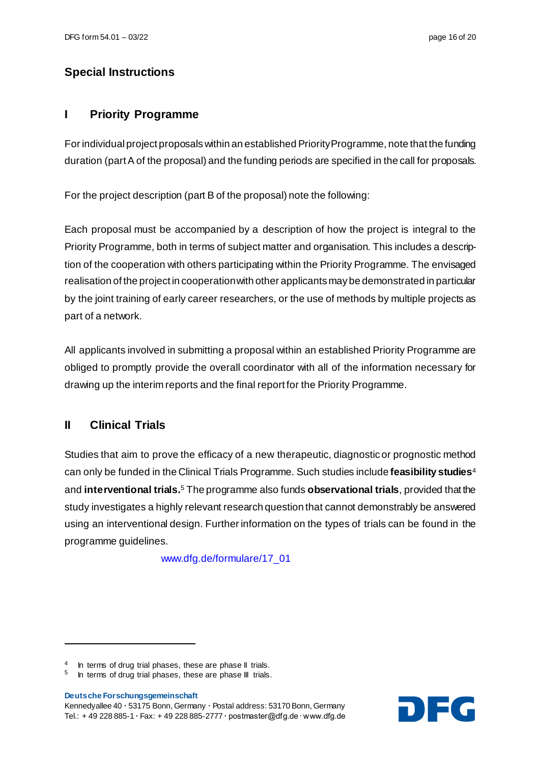## Special Instructions

### I Priority Programme

For individual project proposals within an established Priority Programme, note that the funding duration (part A of the proposal) and the funding periods are specified in the call for proposals.

For the project description (part B of the proposal) note the following:

Each proposal must be accompanied by a description of how the project is integral to the Priority Programme, both in terms of subject matter and organisation. This includes a description of the cooperation with others participating within the Priority Programme. The envisaged realisation of the project in cooperation with other applicants may be demonstrated in particular by the joint training of early career researchers, or the use of methods by multiple projects as part of a network.

All applicants involved in submitting a proposal within an established Priority Programme are obliged to promptly provide the overall coordinator with all of the information necessary for drawing up the interim reports and the final report for the Priority Programme.

### II Clinical Trials

Studies that aim to prove the efficacy of a new therapeutic, diagnostic or prognostic method can only be funded in the Clinical Trials Programme. Such studies include **feasibility studies**[4] and **interventional trials.**[5] The programme also funds **observational trials**, provided that the study investigates a highly relevant research question that cannot demonstrably be answered using an interventional design. Further information on the types of trials can be found in the programme guidelines.

www.dfg.de/formulare/17_01

---

[4] In terms of drug trial phases, these are phase II trials.

[5] In terms of drug trial phases, these are phase III trials.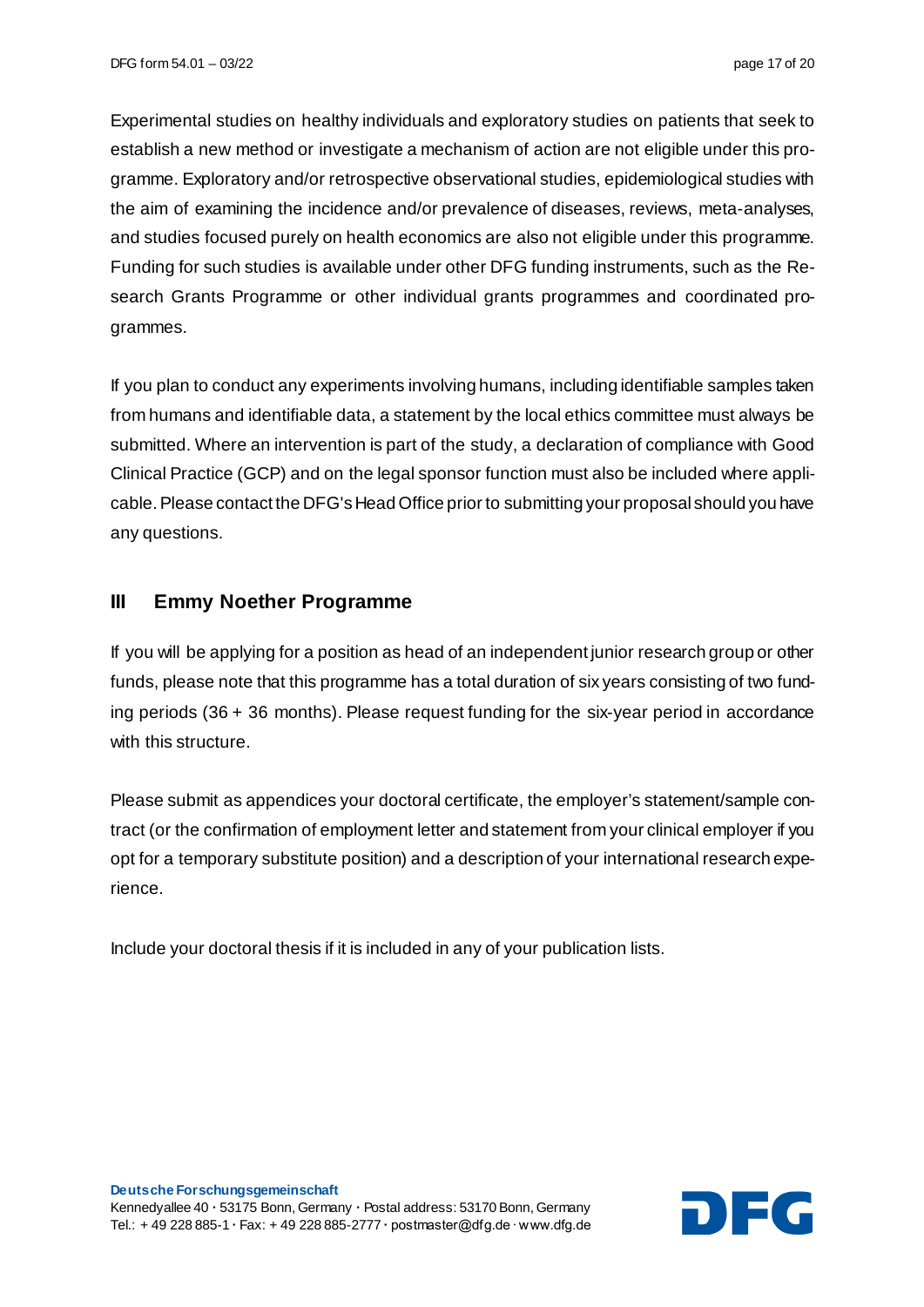Experimental studies on healthy individuals and exploratory studies on patients that seek to establish a new method or investigate a mechanism of action are not eligible under this programme. Exploratory and/or retrospective observational studies, epidemiological studies with the aim of examining the incidence and/or prevalence of diseases, reviews, meta-analyses, and studies focused purely on health economics are also not eligible under this programme. Funding for such studies is available under other DFG funding instruments, such as the Research Grants Programme or other individual grants programmes and coordinated programmes.

If you plan to conduct any experiments involving humans, including identifiable samples taken from humans and identifiable data, a statement by the local ethics committee must always be submitted. Where an intervention is part of the study, a declaration of compliance with Good Clinical Practice (GCP) and on the legal sponsor function must also be included where applicable. Please contact the DFG's Head Office prior to submitting your proposal should you have any questions.

## III Emmy Noether Programme

If you will be applying for a position as head of an independent junior research group or other funds, please note that this programme has a total duration of six years consisting of two funding periods (36 + 36 months). Please request funding for the six-year period in accordance with this structure.

Please submit as appendices your doctoral certificate, the employer's statement/sample contract (or the confirmation of employment letter and statement from your clinical employer if you opt for a temporary substitute position) and a description of your international research experience.

Include your doctoral thesis if it is included in any of your publication lists.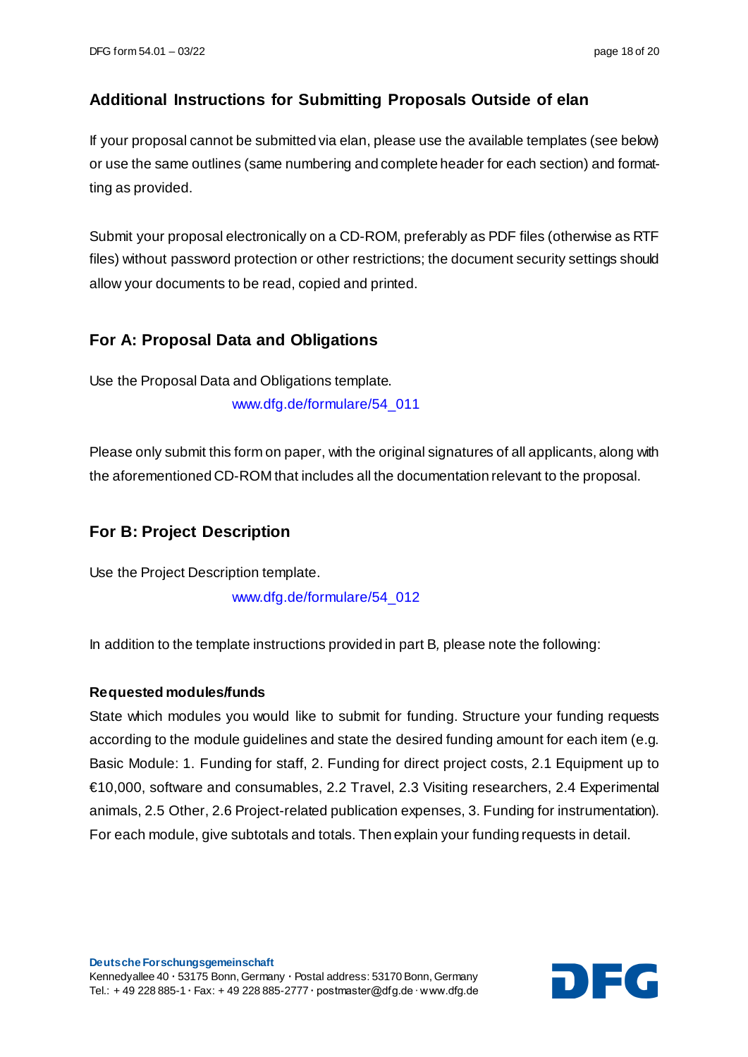## Additional Instructions for Submitting Proposals Outside of elan

If your proposal cannot be submitted via elan, please use the available templates (see below) or use the same outlines (same numbering and complete header for each section) and formatting as provided.

Submit your proposal electronically on a CD-ROM, preferably as PDF files (otherwise as RTF files) without password protection or other restrictions; the document security settings should allow your documents to be read, copied and printed.

## For A: Proposal Data and Obligations

Use the Proposal Data and Obligations template.

www.dfg.de/formulare/54_011

Please only submit this form on paper, with the original signatures of all applicants, along with the aforementioned CD-ROM that includes all the documentation relevant to the proposal.

## For B: Project Description

Use the Project Description template.

www.dfg.de/formulare/54_012

In addition to the template instructions provided in part B, please note the following:

**Requested modules/funds**

State which modules you would like to submit for funding. Structure your funding requests according to the module guidelines and state the desired funding amount for each item (e.g. Basic Module: 1. Funding for staff, 2. Funding for direct project costs, 2.1 Equipment up to €10,000, software and consumables, 2.2 Travel, 2.3 Visiting researchers, 2.4 Experimental animals, 2.5 Other, 2.6 Project-related publication expenses, 3. Funding for instrumentation). For each module, give subtotals and totals. Then explain your funding requests in detail.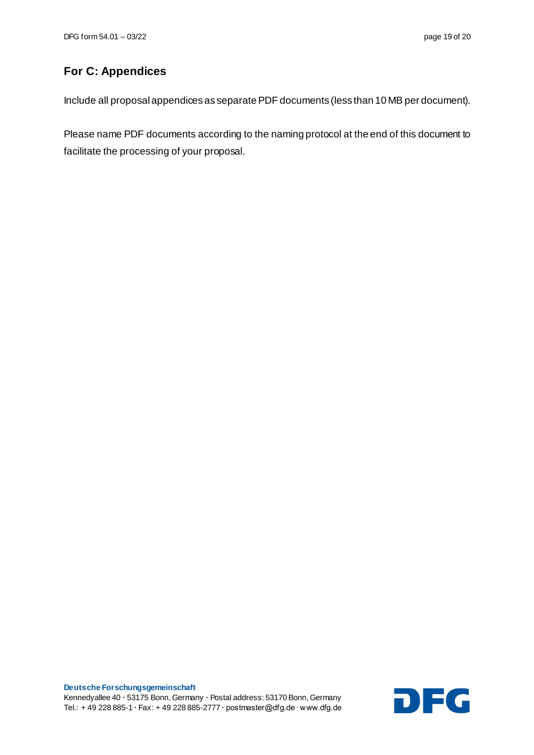## For C: Appendices

Include all proposal appendices as separate PDF documents (less than 10 MB per document).

Please name PDF documents according to the naming protocol at the end of this document to facilitate the processing of your proposal.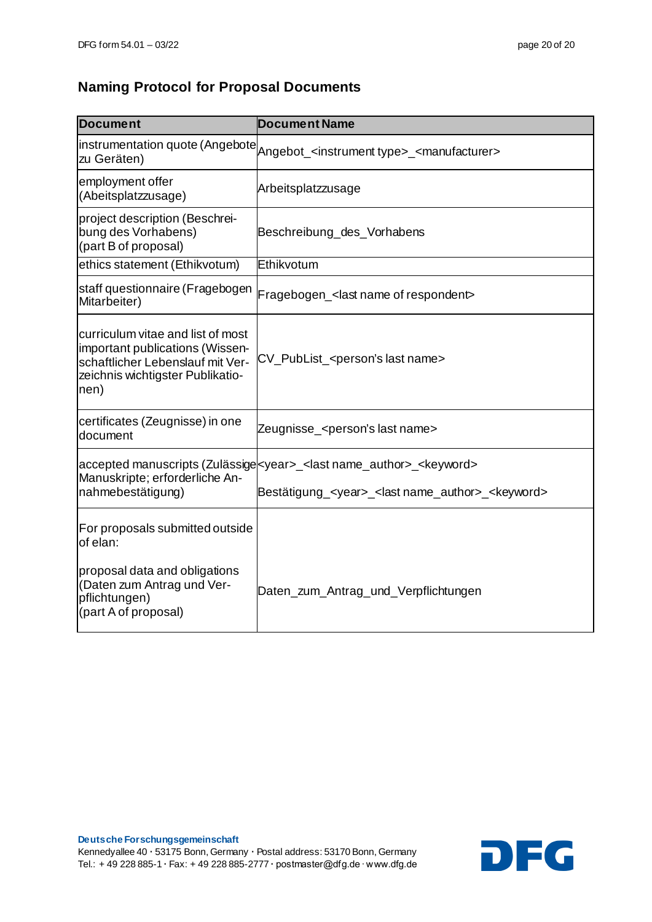## Naming Protocol for Proposal Documents

| Document | Document Name |
|---|---|
| instrumentation quote (Angebote zu Geräten) | Angebot_<instrument type>_<manufacturer> |
| employment offer (Abeitsplatzzusage) | Arbeitsplatzzusage |
| project description (Beschrei-bung des Vorhabens) (part B of proposal) | Beschreibung_des_Vorhabens |
| ethics statement (Ethikvotum) | Ethikvotum |
| staff questionnaire (Fragebogen Mitarbeiter) | Fragebogen_<last name of respondent> |
| curriculum vitae and list of most important publications (Wissen-schaftlicher Lebenslauf mit Ver-zeichnis wichtigster Publikatio-nen) | CV_PubList_<person's last name> |
| certificates (Zeugnisse) in one document | Zeugnisse_<person's last name> |
| accepted manuscripts (Zulässige Manuskripte; erforderliche An-nahmebestätigung) | <year>_<last name_author>_<keyword><br><br>Bestätigung_<year>_<last name_author>_<keyword> |
| For proposals submitted outside of elan:<br><br>proposal data and obligations (Daten zum Antrag und Ver-pflichtungen) (part A of proposal) | Daten_zum_Antrag_und_Verpflichtungen |

**Deutsche Forschungsgemeinschaft**
Kennedyallee 40 · 53175 Bonn, Germany · Postal address: 53170 Bonn, Germany
Tel.: + 49 228 885-1 · Fax: + 49 228 885-2777 · postmaster@dfg.de · www.dfg.de